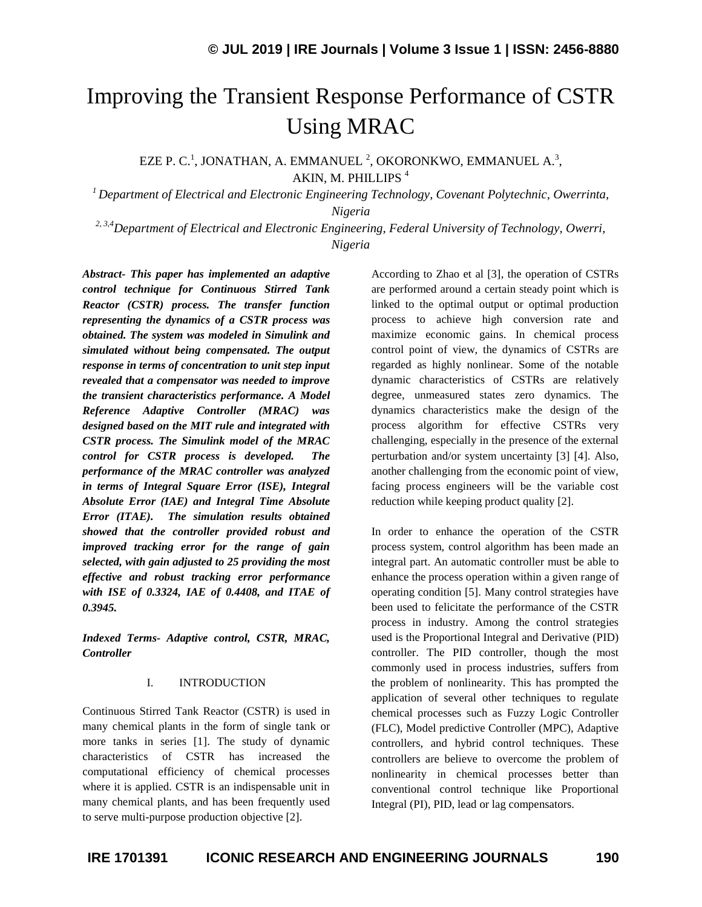# Improving the Transient Response Performance of CSTR Using MRAC

EZE P. C.[1], JONATHAN, A. EMMANUEL [2], OKORONKWO, EMMANUEL A.[3], AKIN, M. PHILLIPS [4]

*[1] Department of Electrical and Electronic Engineering Technology, Covenant Polytechnic, Owerrinta, Nigeria*

*[2, 3,4] Department of Electrical and Electronic Engineering, Federal University of Technology, Owerri, Nigeria*

***Abstract- This paper has implemented an adaptive control technique for Continuous Stirred Tank Reactor (CSTR) process. The transfer function representing the dynamics of a CSTR process was obtained. The system was modeled in Simulink and simulated without being compensated. The output response in terms of concentration to unit step input revealed that a compensator was needed to improve the transient characteristics performance. A Model Reference Adaptive Controller (MRAC) was designed based on the MIT rule and integrated with CSTR process. The Simulink model of the MRAC control for CSTR process is developed. The performance of the MRAC controller was analyzed in terms of Integral Square Error (ISE), Integral Absolute Error (IAE) and Integral Time Absolute Error (ITAE). The simulation results obtained showed that the controller provided robust and improved tracking error for the range of gain selected, with gain adjusted to 25 providing the most effective and robust tracking error performance with ISE of 0.3324, IAE of 0.4408, and ITAE of 0.3945.***

***Indexed Terms- Adaptive control, CSTR, MRAC, Controller***

## I. INTRODUCTION

Continuous Stirred Tank Reactor (CSTR) is used in many chemical plants in the form of single tank or more tanks in series [1]. The study of dynamic characteristics of CSTR has increased the computational efficiency of chemical processes where it is applied. CSTR is an indispensable unit in many chemical plants, and has been frequently used to serve multi-purpose production objective [2].

According to Zhao et al [3], the operation of CSTRs are performed around a certain steady point which is linked to the optimal output or optimal production process to achieve high conversion rate and maximize economic gains. In chemical process control point of view, the dynamics of CSTRs are regarded as highly nonlinear. Some of the notable dynamic characteristics of CSTRs are relatively degree, unmeasured states zero dynamics. The dynamics characteristics make the design of the process algorithm for effective CSTRs very challenging, especially in the presence of the external perturbation and/or system uncertainty [3] [4]. Also, another challenging from the economic point of view, facing process engineers will be the variable cost reduction while keeping product quality [2].

In order to enhance the operation of the CSTR process system, control algorithm has been made an integral part. An automatic controller must be able to enhance the process operation within a given range of operating condition [5]. Many control strategies have been used to felicitate the performance of the CSTR process in industry. Among the control strategies used is the Proportional Integral and Derivative (PID) controller. The PID controller, though the most commonly used in process industries, suffers from the problem of nonlinearity. This has prompted the application of several other techniques to regulate chemical processes such as Fuzzy Logic Controller (FLC), Model predictive Controller (MPC), Adaptive controllers, and hybrid control techniques. These controllers are believe to overcome the problem of nonlinearity in chemical processes better than conventional control technique like Proportional Integral (PI), PID, lead or lag compensators.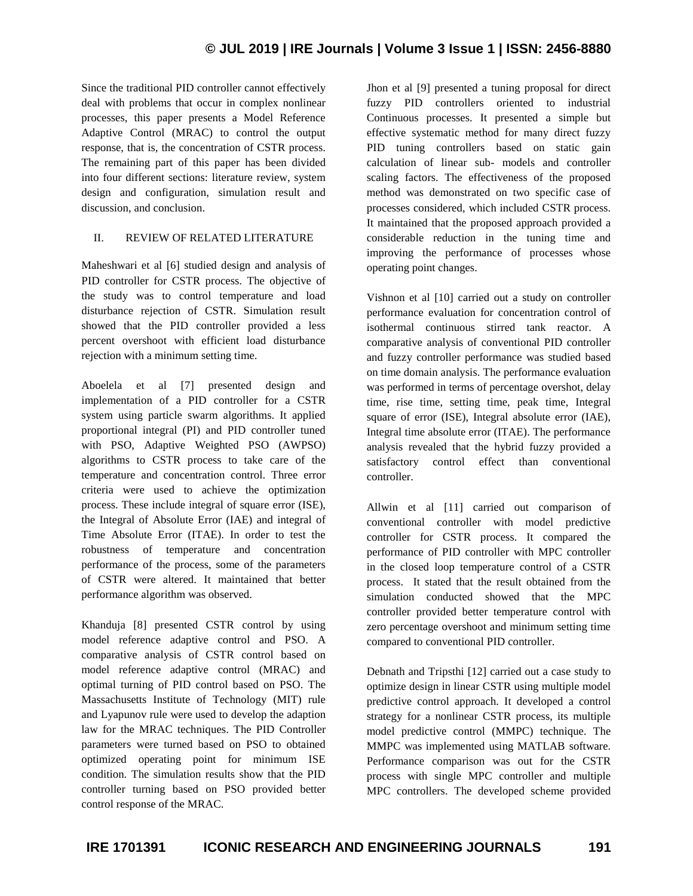Since the traditional PID controller cannot effectively deal with problems that occur in complex nonlinear processes, this paper presents a Model Reference Adaptive Control (MRAC) to control the output response, that is, the concentration of CSTR process. The remaining part of this paper has been divided into four different sections: literature review, system design and configuration, simulation result and discussion, and conclusion.

## II. REVIEW OF RELATED LITERATURE

Maheshwari et al [6] studied design and analysis of PID controller for CSTR process. The objective of the study was to control temperature and load disturbance rejection of CSTR. Simulation result showed that the PID controller provided a less percent overshoot with efficient load disturbance rejection with a minimum setting time.

Aboelela et al [7] presented design and implementation of a PID controller for a CSTR system using particle swarm algorithms. It applied proportional integral (PI) and PID controller tuned with PSO, Adaptive Weighted PSO (AWPSO) algorithms to CSTR process to take care of the temperature and concentration control. Three error criteria were used to achieve the optimization process. These include integral of square error (ISE), the Integral of Absolute Error (IAE) and integral of Time Absolute Error (ITAE). In order to test the robustness of temperature and concentration performance of the process, some of the parameters of CSTR were altered. It maintained that better performance algorithm was observed.

Khanduja [8] presented CSTR control by using model reference adaptive control and PSO. A comparative analysis of CSTR control based on model reference adaptive control (MRAC) and optimal turning of PID control based on PSO. The Massachusetts Institute of Technology (MIT) rule and Lyapunov rule were used to develop the adaption law for the MRAC techniques. The PID Controller parameters were turned based on PSO to obtained optimized operating point for minimum ISE condition. The simulation results show that the PID controller turning based on PSO provided better control response of the MRAC.

Jhon et al [9] presented a tuning proposal for direct fuzzy PID controllers oriented to industrial Continuous processes. It presented a simple but effective systematic method for many direct fuzzy PID tuning controllers based on static gain calculation of linear sub- models and controller scaling factors. The effectiveness of the proposed method was demonstrated on two specific case of processes considered, which included CSTR process. It maintained that the proposed approach provided a considerable reduction in the tuning time and improving the performance of processes whose operating point changes.

Vishnon et al [10] carried out a study on controller performance evaluation for concentration control of isothermal continuous stirred tank reactor. A comparative analysis of conventional PID controller and fuzzy controller performance was studied based on time domain analysis. The performance evaluation was performed in terms of percentage overshot, delay time, rise time, setting time, peak time, Integral square of error (ISE), Integral absolute error (IAE), Integral time absolute error (ITAE). The performance analysis revealed that the hybrid fuzzy provided a satisfactory control effect than conventional controller.

Allwin et al [11] carried out comparison of conventional controller with model predictive controller for CSTR process. It compared the performance of PID controller with MPC controller in the closed loop temperature control of a CSTR process. It stated that the result obtained from the simulation conducted showed that the MPC controller provided better temperature control with zero percentage overshoot and minimum setting time compared to conventional PID controller.

Debnath and Tripsthi [12] carried out a case study to optimize design in linear CSTR using multiple model predictive control approach. It developed a control strategy for a nonlinear CSTR process, its multiple model predictive control (MMPC) technique. The MMPC was implemented using MATLAB software. Performance comparison was out for the CSTR process with single MPC controller and multiple MPC controllers. The developed scheme provided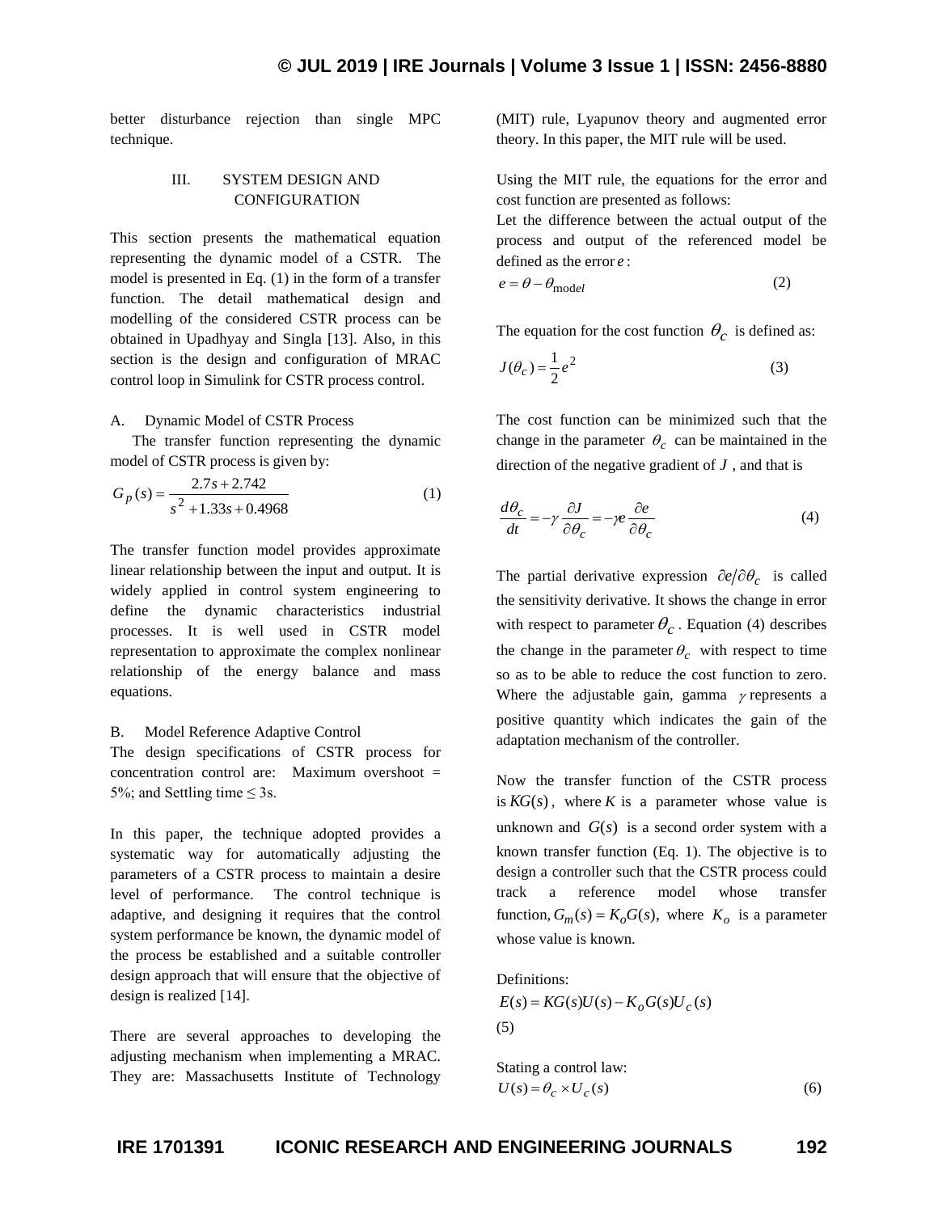better disturbance rejection than single MPC technique.

## III. SYSTEM DESIGN AND CONFIGURATION

This section presents the mathematical equation representing the dynamic model of a CSTR. The model is presented in Eq. (1) in the form of a transfer function. The detail mathematical design and modelling of the considered CSTR process can be obtained in Upadhyay and Singla [13]. Also, in this section is the design and configuration of MRAC control loop in Simulink for CSTR process control.

### A. Dynamic Model of CSTR Process

The transfer function representing the dynamic model of CSTR process is given by:

$$G_p(s) = \frac{2.7s + 2.742}{s^2 + 1.33s + 0.4968} \tag{1}$$

The transfer function model provides approximate linear relationship between the input and output. It is widely applied in control system engineering to define the dynamic characteristics industrial processes. It is well used in CSTR model representation to approximate the complex nonlinear relationship of the energy balance and mass equations.

### B. Model Reference Adaptive Control

The design specifications of CSTR process for concentration control are: Maximum overshoot = 5%; and Settling time ≤ 3s.

In this paper, the technique adopted provides a systematic way for automatically adjusting the parameters of a CSTR process to maintain a desire level of performance. The control technique is adaptive, and designing it requires that the control system performance be known, the dynamic model of the process be established and a suitable controller design approach that will ensure that the objective of design is realized [14].

There are several approaches to developing the adjusting mechanism when implementing a MRAC. They are: Massachusetts Institute of Technology (MIT) rule, Lyapunov theory and augmented error theory. In this paper, the MIT rule will be used.

Using the MIT rule, the equations for the error and cost function are presented as follows:
Let the difference between the actual output of the process and output of the referenced model be defined as the error $e$:

$$e = \theta - \theta_{model} \tag{2}$$

The equation for the cost function $\theta_c$ is defined as:

$$J(\theta_c) = \frac{1}{2}e^2 \tag{3}$$

The cost function can be minimized such that the change in the parameter $\theta_c$ can be maintained in the direction of the negative gradient of $J$, and that is

$$\frac{d\theta_c}{dt} = -\gamma \frac{\partial J}{\partial \theta_c} = -\gamma e \frac{\partial e}{\partial \theta_c} \tag{4}$$

The partial derivative expression $\partial e / \partial \theta_c$ is called the sensitivity derivative. It shows the change in error with respect to parameter $\theta_c$. Equation (4) describes the change in the parameter $\theta_c$ with respect to time so as to be able to reduce the cost function to zero. Where the adjustable gain, gamma $\gamma$ represents a positive quantity which indicates the gain of the adaptation mechanism of the controller.

Now the transfer function of the CSTR process is $KG(s)$, where $K$ is a parameter whose value is unknown and $G(s)$ is a second order system with a known transfer function (Eq. 1). The objective is to design a controller such that the CSTR process could track a reference model whose transfer function, $G_m(s) = K_o G(s)$, where $K_o$ is a parameter whose value is known.

Definitions:

$$E(s) = KG(s)U(s) - K_o G(s)U_c(s) \tag{5}$$

Stating a control law:

$$U(s) = \theta_c \times U_c(s) \tag{6}$$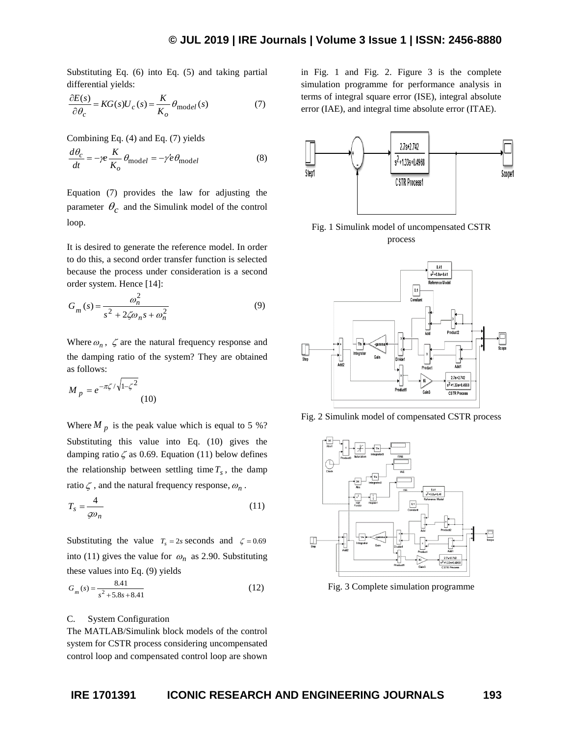Substituting Eq. (6) into Eq. (5) and taking partial differential yields:

$$\frac{\partial E(s)}{\partial \theta_c} = KG(s)U_c(s) = \frac{K}{K_o}\theta_{\text{model}}(s) \tag{7}$$

Combining Eq. (4) and Eq. (7) yields

$$\frac{d\theta_c}{dt} = -\gamma e \frac{K}{K_o}\theta_{\text{model}} = -\gamma' e \theta_{\text{model}} \tag{8}$$

Equation (7) provides the law for adjusting the parameter $\theta_c$ and the Simulink model of the control loop.

It is desired to generate the reference model. In order to do this, a second order transfer function is selected because the process under consideration is a second order system. Hence [14]:

$$G_m(s) = \frac{\omega_n^2}{s^2 + 2\zeta\omega_n s + \omega_n^2} \tag{9}$$

Where $\omega_n$, $\zeta$ are the natural frequency response and the damping ratio of the system? They are obtained as follows:

$$M_p = e^{-\pi\zeta/\sqrt{1-\zeta^2}} \tag{10}$$

Where $M_p$ is the peak value which is equal to 5 %? Substituting this value into Eq. (10) gives the damping ratio $\zeta$ as 0.69. Equation (11) below defines the relationship between settling time $T_s$, the damp ratio $\zeta$, and the natural frequency response, $\omega_n$.

$$T_s = \frac{4}{\zeta\omega_n} \tag{11}$$

Substituting the value $T_s = 2s$ seconds and $\zeta = 0.69$ into (11) gives the value for $\omega_n$ as 2.90. Substituting these values into Eq. (9) yields

$$G_m(s) = \frac{8.41}{s^2 + 5.8s + 8.41} \tag{12}$$

C. System Configuration

The MATLAB/Simulink block models of the control system for CSTR process considering uncompensated control loop and compensated control loop are shown in Fig. 1 and Fig. 2. Figure 3 is the complete simulation programme for performance analysis in terms of integral square error (ISE), integral absolute error (IAE), and integral time absolute error (ITAE).

Fig. 1 Simulink model of uncompensated CSTR process

Fig. 2 Simulink model of compensated CSTR process

Fig. 3 Complete simulation programme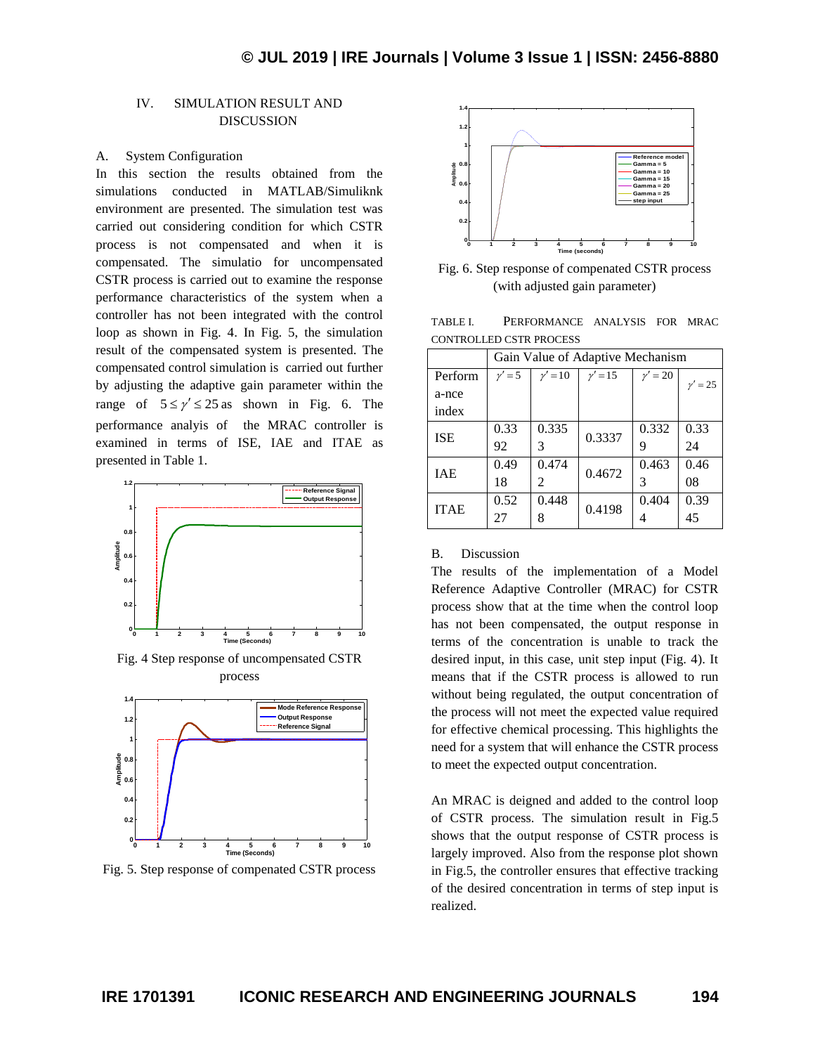## IV. SIMULATION RESULT AND DISCUSSION

### A. System Configuration

In this section the results obtained from the simulations conducted in MATLAB/Simuliknk environment are presented. The simulation test was carried out considering condition for which CSTR process is not compensated and when it is compensated. The simulatio for uncompensated CSTR process is carried out to examine the response performance characteristics of the system when a controller has not been integrated with the control loop as shown in Fig. 4. In Fig. 5, the simulation result of the compensated system is presented. The compensated control simulation is carried out further by adjusting the adaptive gain parameter within the range of $5 \le \gamma' \le 25$ as shown in Fig. 6. The performance analyis of the MRAC controller is examined in terms of ISE, IAE and ITAE as presented in Table 1.

Fig. 4 Step response of uncompensated CSTR process

Fig. 5. Step response of compenated CSTR process

Fig. 6. Step response of compenated CSTR process (with adjusted gain parameter)

TABLE I. PERFORMANCE ANALYSIS FOR MRAC CONTROLLED CSTR PROCESS

| Performance index | Gain Value of Adaptive Mechanism | | | | |
|---|---|---|---|---|---|
| | $\gamma' = 5$ | $\gamma' = 10$ | $\gamma' = 15$ | $\gamma' = 20$ | $\gamma' = 25$ |
| ISE | 0.3392 | 0.3353 | 0.3337 | 0.3329 | 0.3324 |
| IAE | 0.4918 | 0.4742 | 0.4672 | 0.4633 | 0.4608 |
| ITAE | 0.5227 | 0.4488 | 0.4198 | 0.4044 | 0.3945 |

### B. Discussion

The results of the implementation of a Model Reference Adaptive Controller (MRAC) for CSTR process show that at the time when the control loop has not been compensated, the output response in terms of the concentration is unable to track the desired input, in this case, unit step input (Fig. 4). It means that if the CSTR process is allowed to run without being regulated, the output concentration of the process will not meet the expected value required for effective chemical processing. This highlights the need for a system that will enhance the CSTR process to meet the expected output concentration.

An MRAC is deigned and added to the control loop of CSTR process. The simulation result in Fig.5 shows that the output response of CSTR process is largely improved. Also from the response plot shown in Fig.5, the controller ensures that effective tracking of the desired concentration in terms of step input is realized.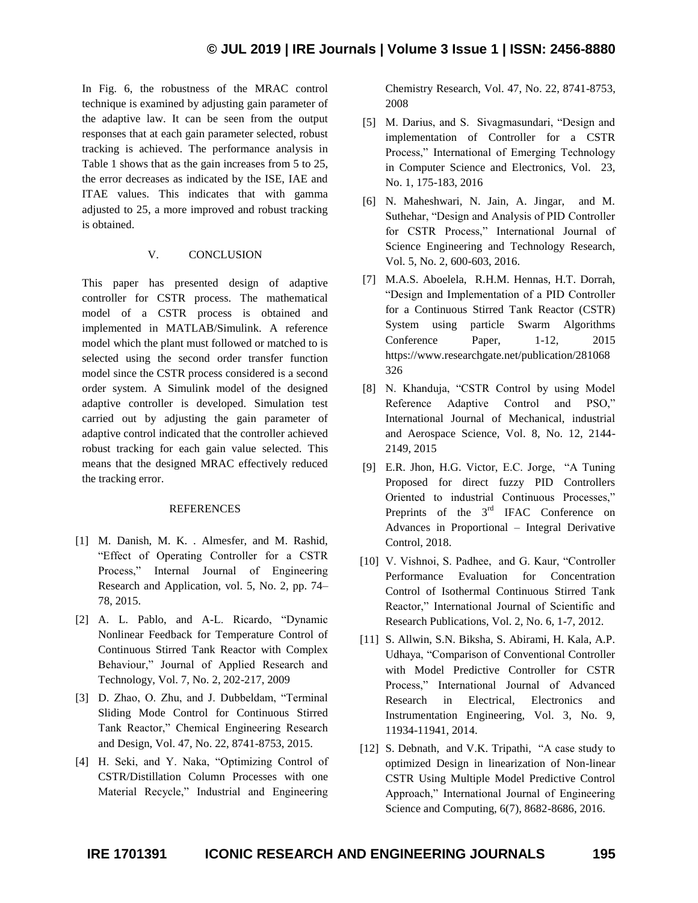In Fig. 6, the robustness of the MRAC control technique is examined by adjusting gain parameter of the adaptive law. It can be seen from the output responses that at each gain parameter selected, robust tracking is achieved. The performance analysis in Table 1 shows that as the gain increases from 5 to 25, the error decreases as indicated by the ISE, IAE and ITAE values. This indicates that with gamma adjusted to 25, a more improved and robust tracking is obtained.

## V. CONCLUSION

This paper has presented design of adaptive controller for CSTR process. The mathematical model of a CSTR process is obtained and implemented in MATLAB/Simulink. A reference model which the plant must followed or matched to is selected using the second order transfer function model since the CSTR process considered is a second order system. A Simulink model of the designed adaptive controller is developed. Simulation test carried out by adjusting the gain parameter of adaptive control indicated that the controller achieved robust tracking for each gain value selected. This means that the designed MRAC effectively reduced the tracking error.

## REFERENCES

[1] M. Danish, M. K. . Almesfer, and M. Rashid, "Effect of Operating Controller for a CSTR Process," Internal Journal of Engineering Research and Application, vol. 5, No. 2, pp. 74–78, 2015.

[2] A. L. Pablo, and A-L. Ricardo, "Dynamic Nonlinear Feedback for Temperature Control of Continuous Stirred Tank Reactor with Complex Behaviour," Journal of Applied Research and Technology, Vol. 7, No. 2, 202-217, 2009

[3] D. Zhao, O. Zhu, and J. Dubbeldam, "Terminal Sliding Mode Control for Continuous Stirred Tank Reactor," Chemical Engineering Research and Design, Vol. 47, No. 22, 8741-8753, 2015.

[4] H. Seki, and Y. Naka, "Optimizing Control of CSTR/Distillation Column Processes with one Material Recycle," Industrial and Engineering Chemistry Research, Vol. 47, No. 22, 8741-8753, 2008

[5] M. Darius, and S. Sivagmasundari, "Design and implementation of Controller for a CSTR Process," International of Emerging Technology in Computer Science and Electronics, Vol. 23, No. 1, 175-183, 2016

[6] N. Maheshwari, N. Jain, A. Jingar, and M. Suthehar, "Design and Analysis of PID Controller for CSTR Process," International Journal of Science Engineering and Technology Research, Vol. 5, No. 2, 600-603, 2016.

[7] M.A.S. Aboelela, R.H.M. Hennas, H.T. Dorrah, "Design and Implementation of a PID Controller for a Continuous Stirred Tank Reactor (CSTR) System using particle Swarm Algorithms Conference Paper, 1-12, 2015 https://www.researchgate.net/publication/281068326

[8] N. Khanduja, "CSTR Control by using Model Reference Adaptive Control and PSO," International Journal of Mechanical, industrial and Aerospace Science, Vol. 8, No. 12, 2144-2149, 2015

[9] E.R. Jhon, H.G. Victor, E.C. Jorge, "A Tuning Proposed for direct fuzzy PID Controllers Oriented to industrial Continuous Processes," Preprints of the 3rd IFAC Conference on Advances in Proportional – Integral Derivative Control, 2018.

[10] V. Vishnoi, S. Padhee, and G. Kaur, "Controller Performance Evaluation for Concentration Control of Isothermal Continuous Stirred Tank Reactor," International Journal of Scientific and Research Publications, Vol. 2, No. 6, 1-7, 2012.

[11] S. Allwin, S.N. Biksha, S. Abirami, H. Kala, A.P. Udhaya, "Comparison of Conventional Controller with Model Predictive Controller for CSTR Process," International Journal of Advanced Research in Electrical, Electronics and Instrumentation Engineering, Vol. 3, No. 9, 11934-11941, 2014.

[12] S. Debnath, and V.K. Tripathi, "A case study to optimized Design in linearization of Non-linear CSTR Using Multiple Model Predictive Control Approach," International Journal of Engineering Science and Computing, 6(7), 8682-8686, 2016.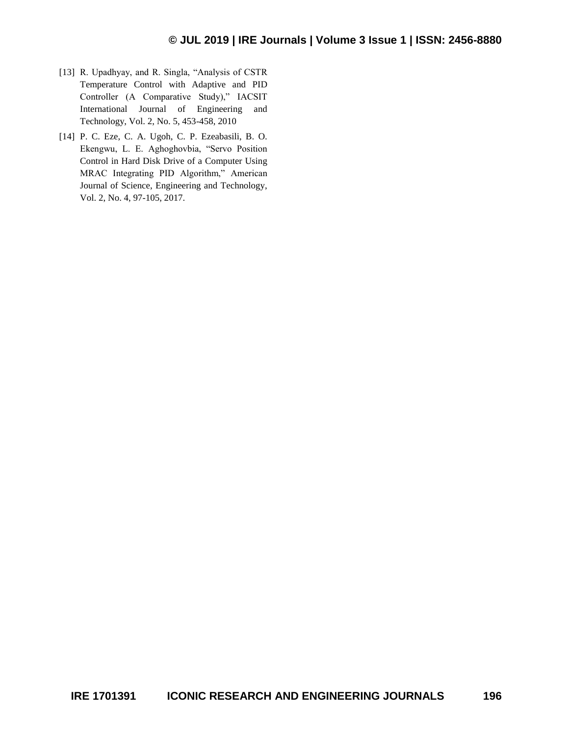[13] R. Upadhyay, and R. Singla, "Analysis of CSTR Temperature Control with Adaptive and PID Controller (A Comparative Study)," IACSIT International Journal of Engineering and Technology, Vol. 2, No. 5, 453-458, 2010

[14] P. C. Eze, C. A. Ugoh, C. P. Ezeabasili, B. O. Ekengwu, L. E. Aghoghovbia, "Servo Position Control in Hard Disk Drive of a Computer Using MRAC Integrating PID Algorithm," American Journal of Science, Engineering and Technology, Vol. 2, No. 4, 97-105, 2017.